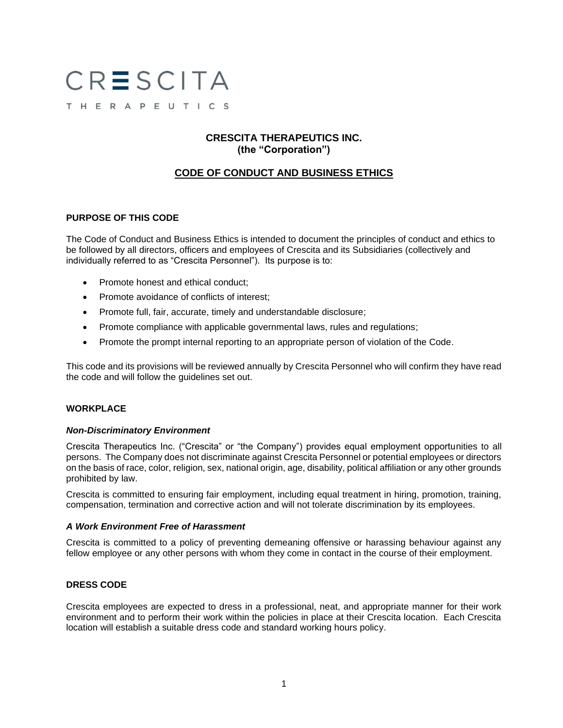CRESCITA

THERAPEUTICS

**CRESCITA THERAPEUTICS INC.**
**(the "Corporation")**

# CODE OF CONDUCT AND BUSINESS ETHICS

## PURPOSE OF THIS CODE

The Code of Conduct and Business Ethics is intended to document the principles of conduct and ethics to be followed by all directors, officers and employees of Crescita and its Subsidiaries (collectively and individually referred to as "Crescita Personnel"). Its purpose is to:

- Promote honest and ethical conduct;
- Promote avoidance of conflicts of interest;
- Promote full, fair, accurate, timely and understandable disclosure;
- Promote compliance with applicable governmental laws, rules and regulations;
- Promote the prompt internal reporting to an appropriate person of violation of the Code.

This code and its provisions will be reviewed annually by Crescita Personnel who will confirm they have read the code and will follow the guidelines set out.

## WORKPLACE

### *Non-Discriminatory Environment*

Crescita Therapeutics Inc. ("Crescita" or "the Company") provides equal employment opportunities to all persons. The Company does not discriminate against Crescita Personnel or potential employees or directors on the basis of race, color, religion, sex, national origin, age, disability, political affiliation or any other grounds prohibited by law.

Crescita is committed to ensuring fair employment, including equal treatment in hiring, promotion, training, compensation, termination and corrective action and will not tolerate discrimination by its employees.

### *A Work Environment Free of Harassment*

Crescita is committed to a policy of preventing demeaning offensive or harassing behaviour against any fellow employee or any other persons with whom they come in contact in the course of their employment.

## DRESS CODE

Crescita employees are expected to dress in a professional, neat, and appropriate manner for their work environment and to perform their work within the policies in place at their Crescita location. Each Crescita location will establish a suitable dress code and standard working hours policy.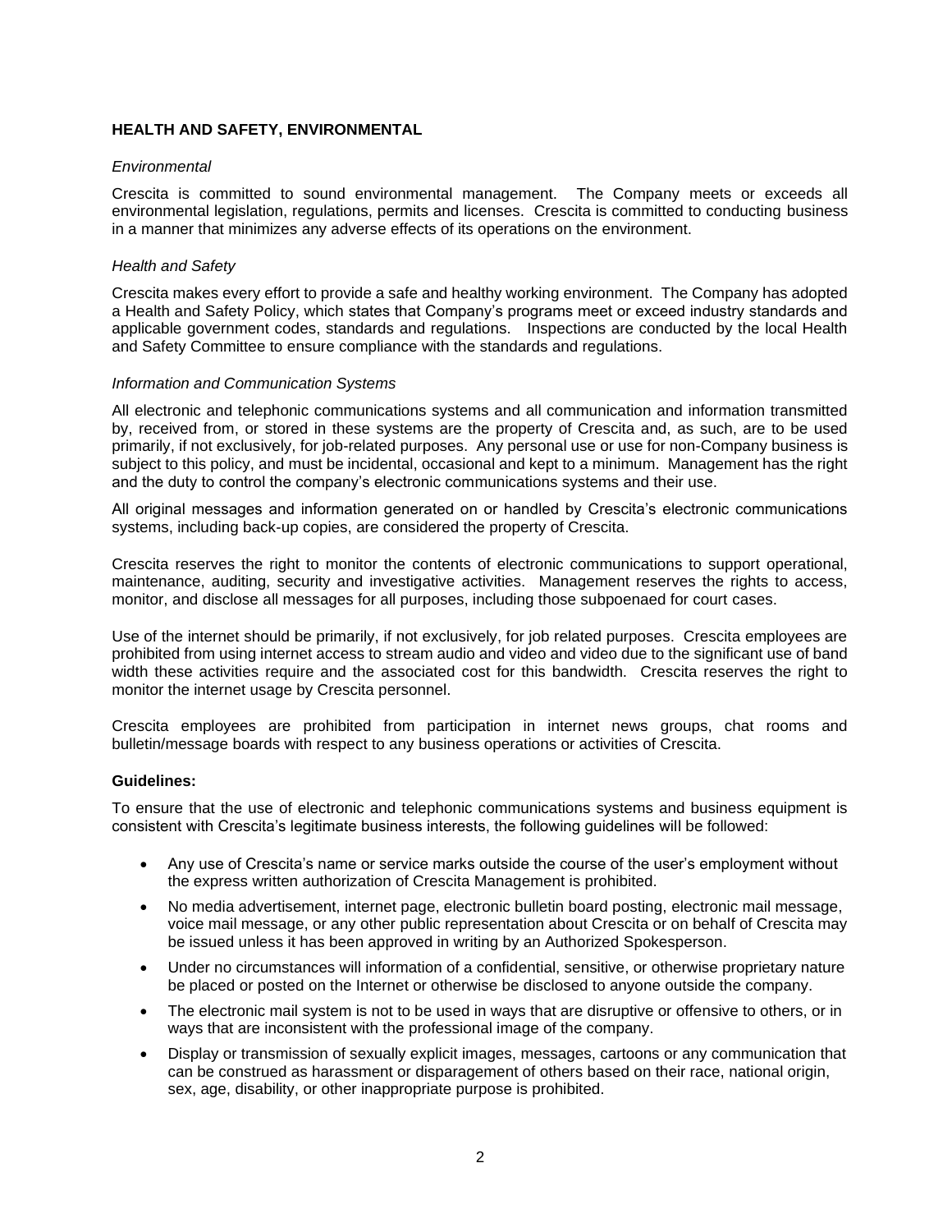**HEALTH AND SAFETY, ENVIRONMENTAL**

*Environmental*

Crescita is committed to sound environmental management. The Company meets or exceeds all environmental legislation, regulations, permits and licenses. Crescita is committed to conducting business in a manner that minimizes any adverse effects of its operations on the environment.

*Health and Safety*

Crescita makes every effort to provide a safe and healthy working environment. The Company has adopted a Health and Safety Policy, which states that Company's programs meet or exceed industry standards and applicable government codes, standards and regulations. Inspections are conducted by the local Health and Safety Committee to ensure compliance with the standards and regulations.

*Information and Communication Systems*

All electronic and telephonic communications systems and all communication and information transmitted by, received from, or stored in these systems are the property of Crescita and, as such, are to be used primarily, if not exclusively, for job-related purposes. Any personal use or use for non-Company business is subject to this policy, and must be incidental, occasional and kept to a minimum. Management has the right and the duty to control the company's electronic communications systems and their use.

All original messages and information generated on or handled by Crescita's electronic communications systems, including back-up copies, are considered the property of Crescita.

Crescita reserves the right to monitor the contents of electronic communications to support operational, maintenance, auditing, security and investigative activities. Management reserves the rights to access, monitor, and disclose all messages for all purposes, including those subpoenaed for court cases.

Use of the internet should be primarily, if not exclusively, for job related purposes. Crescita employees are prohibited from using internet access to stream audio and video and video due to the significant use of band width these activities require and the associated cost for this bandwidth. Crescita reserves the right to monitor the internet usage by Crescita personnel.

Crescita employees are prohibited from participation in internet news groups, chat rooms and bulletin/message boards with respect to any business operations or activities of Crescita.

**Guidelines:**

To ensure that the use of electronic and telephonic communications systems and business equipment is consistent with Crescita's legitimate business interests, the following guidelines will be followed:

- Any use of Crescita's name or service marks outside the course of the user's employment without the express written authorization of Crescita Management is prohibited.
- No media advertisement, internet page, electronic bulletin board posting, electronic mail message, voice mail message, or any other public representation about Crescita or on behalf of Crescita may be issued unless it has been approved in writing by an Authorized Spokesperson.
- Under no circumstances will information of a confidential, sensitive, or otherwise proprietary nature be placed or posted on the Internet or otherwise be disclosed to anyone outside the company.
- The electronic mail system is not to be used in ways that are disruptive or offensive to others, or in ways that are inconsistent with the professional image of the company.
- Display or transmission of sexually explicit images, messages, cartoons or any communication that can be construed as harassment or disparagement of others based on their race, national origin, sex, age, disability, or other inappropriate purpose is prohibited.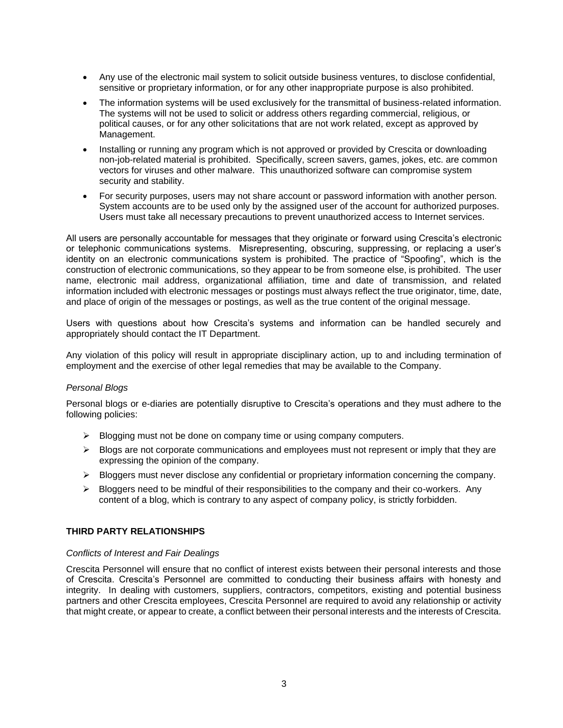- Any use of the electronic mail system to solicit outside business ventures, to disclose confidential, sensitive or proprietary information, or for any other inappropriate purpose is also prohibited.
- The information systems will be used exclusively for the transmittal of business-related information. The systems will not be used to solicit or address others regarding commercial, religious, or political causes, or for any other solicitations that are not work related, except as approved by Management.
- Installing or running any program which is not approved or provided by Crescita or downloading non-job-related material is prohibited. Specifically, screen savers, games, jokes, etc. are common vectors for viruses and other malware. This unauthorized software can compromise system security and stability.
- For security purposes, users may not share account or password information with another person. System accounts are to be used only by the assigned user of the account for authorized purposes. Users must take all necessary precautions to prevent unauthorized access to Internet services.

All users are personally accountable for messages that they originate or forward using Crescita's electronic or telephonic communications systems. Misrepresenting, obscuring, suppressing, or replacing a user's identity on an electronic communications system is prohibited. The practice of "Spoofing", which is the construction of electronic communications, so they appear to be from someone else, is prohibited. The user name, electronic mail address, organizational affiliation, time and date of transmission, and related information included with electronic messages or postings must always reflect the true originator, time, date, and place of origin of the messages or postings, as well as the true content of the original message.

Users with questions about how Crescita's systems and information can be handled securely and appropriately should contact the IT Department.

Any violation of this policy will result in appropriate disciplinary action, up to and including termination of employment and the exercise of other legal remedies that may be available to the Company.

*Personal Blogs*

Personal blogs or e-diaries are potentially disruptive to Crescita's operations and they must adhere to the following policies:

- Blogging must not be done on company time or using company computers.
- Blogs are not corporate communications and employees must not represent or imply that they are expressing the opinion of the company.
- Bloggers must never disclose any confidential or proprietary information concerning the company.
- Bloggers need to be mindful of their responsibilities to the company and their co-workers. Any content of a blog, which is contrary to any aspect of company policy, is strictly forbidden.

**THIRD PARTY RELATIONSHIPS**

*Conflicts of Interest and Fair Dealings*

Crescita Personnel will ensure that no conflict of interest exists between their personal interests and those of Crescita. Crescita's Personnel are committed to conducting their business affairs with honesty and integrity. In dealing with customers, suppliers, contractors, competitors, existing and potential business partners and other Crescita employees, Crescita Personnel are required to avoid any relationship or activity that might create, or appear to create, a conflict between their personal interests and the interests of Crescita.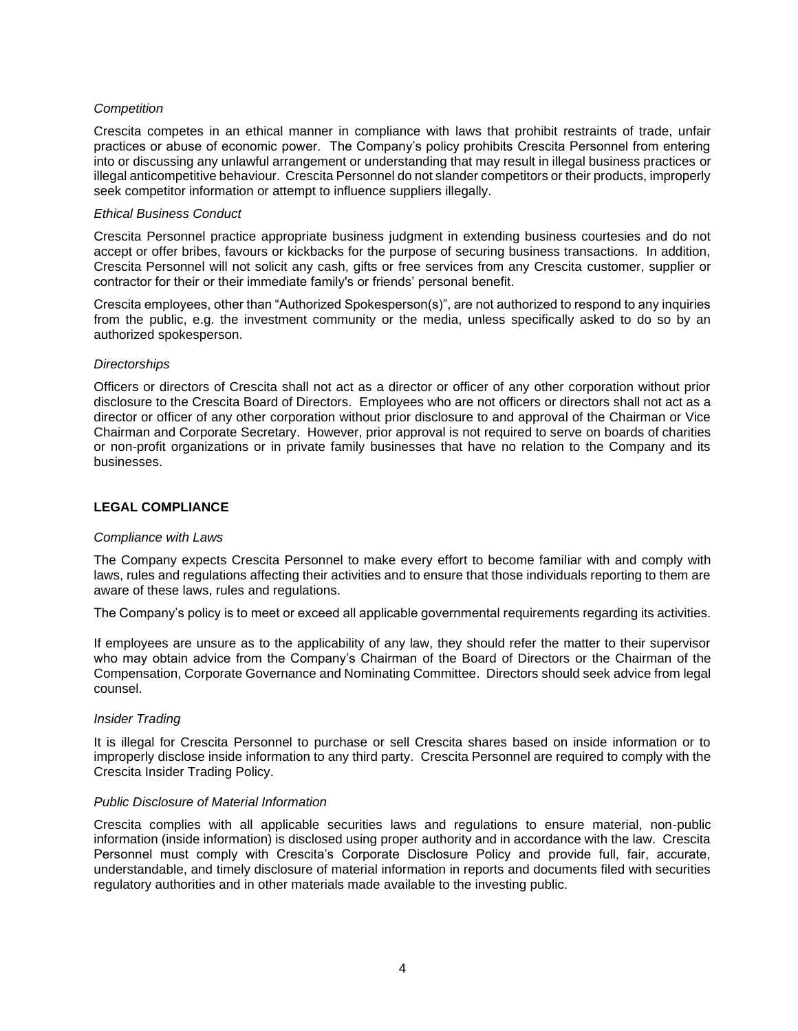*Competition*

Crescita competes in an ethical manner in compliance with laws that prohibit restraints of trade, unfair practices or abuse of economic power. The Company's policy prohibits Crescita Personnel from entering into or discussing any unlawful arrangement or understanding that may result in illegal business practices or illegal anticompetitive behaviour. Crescita Personnel do not slander competitors or their products, improperly seek competitor information or attempt to influence suppliers illegally.

*Ethical Business Conduct*

Crescita Personnel practice appropriate business judgment in extending business courtesies and do not accept or offer bribes, favours or kickbacks for the purpose of securing business transactions. In addition, Crescita Personnel will not solicit any cash, gifts or free services from any Crescita customer, supplier or contractor for their or their immediate family's or friends' personal benefit.

Crescita employees, other than "Authorized Spokesperson(s)", are not authorized to respond to any inquiries from the public, e.g. the investment community or the media, unless specifically asked to do so by an authorized spokesperson.

*Directorships*

Officers or directors of Crescita shall not act as a director or officer of any other corporation without prior disclosure to the Crescita Board of Directors. Employees who are not officers or directors shall not act as a director or officer of any other corporation without prior disclosure to and approval of the Chairman or Vice Chairman and Corporate Secretary. However, prior approval is not required to serve on boards of charities or non-profit organizations or in private family businesses that have no relation to the Company and its businesses.

**LEGAL COMPLIANCE**

*Compliance with Laws*

The Company expects Crescita Personnel to make every effort to become familiar with and comply with laws, rules and regulations affecting their activities and to ensure that those individuals reporting to them are aware of these laws, rules and regulations.

The Company's policy is to meet or exceed all applicable governmental requirements regarding its activities.

If employees are unsure as to the applicability of any law, they should refer the matter to their supervisor who may obtain advice from the Company's Chairman of the Board of Directors or the Chairman of the Compensation, Corporate Governance and Nominating Committee. Directors should seek advice from legal counsel.

*Insider Trading*

It is illegal for Crescita Personnel to purchase or sell Crescita shares based on inside information or to improperly disclose inside information to any third party. Crescita Personnel are required to comply with the Crescita Insider Trading Policy.

*Public Disclosure of Material Information*

Crescita complies with all applicable securities laws and regulations to ensure material, non-public information (inside information) is disclosed using proper authority and in accordance with the law. Crescita Personnel must comply with Crescita's Corporate Disclosure Policy and provide full, fair, accurate, understandable, and timely disclosure of material information in reports and documents filed with securities regulatory authorities and in other materials made available to the investing public.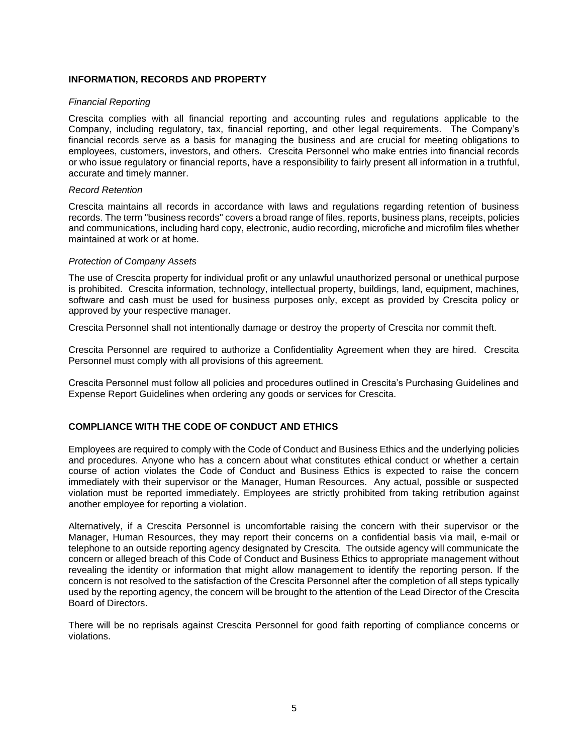## INFORMATION, RECORDS AND PROPERTY

*Financial Reporting*

Crescita complies with all financial reporting and accounting rules and regulations applicable to the Company, including regulatory, tax, financial reporting, and other legal requirements. The Company's financial records serve as a basis for managing the business and are crucial for meeting obligations to employees, customers, investors, and others. Crescita Personnel who make entries into financial records or who issue regulatory or financial reports, have a responsibility to fairly present all information in a truthful, accurate and timely manner.

*Record Retention*

Crescita maintains all records in accordance with laws and regulations regarding retention of business records. The term "business records" covers a broad range of files, reports, business plans, receipts, policies and communications, including hard copy, electronic, audio recording, microfiche and microfilm files whether maintained at work or at home.

*Protection of Company Assets*

The use of Crescita property for individual profit or any unlawful unauthorized personal or unethical purpose is prohibited. Crescita information, technology, intellectual property, buildings, land, equipment, machines, software and cash must be used for business purposes only, except as provided by Crescita policy or approved by your respective manager.

Crescita Personnel shall not intentionally damage or destroy the property of Crescita nor commit theft.

Crescita Personnel are required to authorize a Confidentiality Agreement when they are hired. Crescita Personnel must comply with all provisions of this agreement.

Crescita Personnel must follow all policies and procedures outlined in Crescita's Purchasing Guidelines and Expense Report Guidelines when ordering any goods or services for Crescita.

## COMPLIANCE WITH THE CODE OF CONDUCT AND ETHICS

Employees are required to comply with the Code of Conduct and Business Ethics and the underlying policies and procedures. Anyone who has a concern about what constitutes ethical conduct or whether a certain course of action violates the Code of Conduct and Business Ethics is expected to raise the concern immediately with their supervisor or the Manager, Human Resources. Any actual, possible or suspected violation must be reported immediately. Employees are strictly prohibited from taking retribution against another employee for reporting a violation.

Alternatively, if a Crescita Personnel is uncomfortable raising the concern with their supervisor or the Manager, Human Resources, they may report their concerns on a confidential basis via mail, e-mail or telephone to an outside reporting agency designated by Crescita. The outside agency will communicate the concern or alleged breach of this Code of Conduct and Business Ethics to appropriate management without revealing the identity or information that might allow management to identify the reporting person. If the concern is not resolved to the satisfaction of the Crescita Personnel after the completion of all steps typically used by the reporting agency, the concern will be brought to the attention of the Lead Director of the Crescita Board of Directors.

There will be no reprisals against Crescita Personnel for good faith reporting of compliance concerns or violations.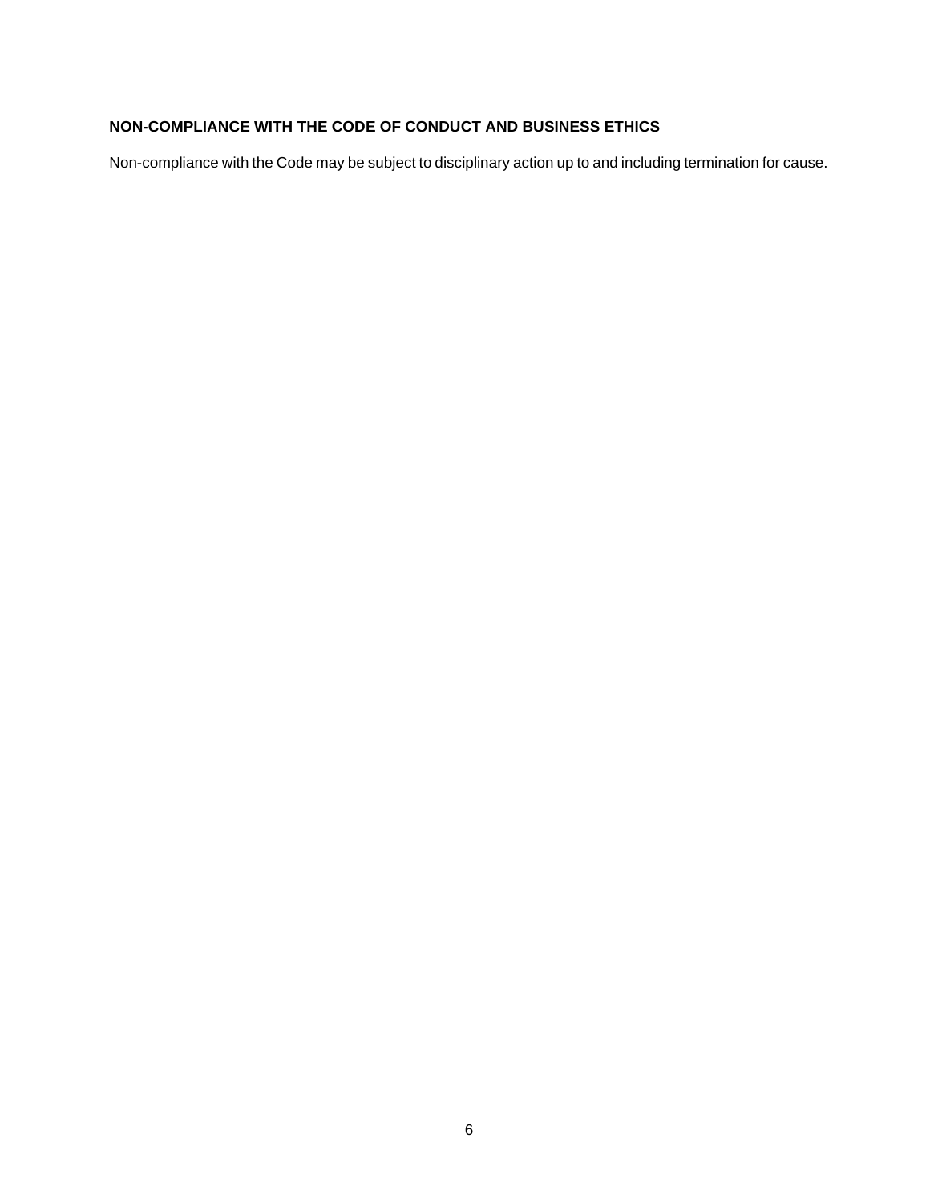## NON-COMPLIANCE WITH THE CODE OF CONDUCT AND BUSINESS ETHICS

Non-compliance with the Code may be subject to disciplinary action up to and including termination for cause.